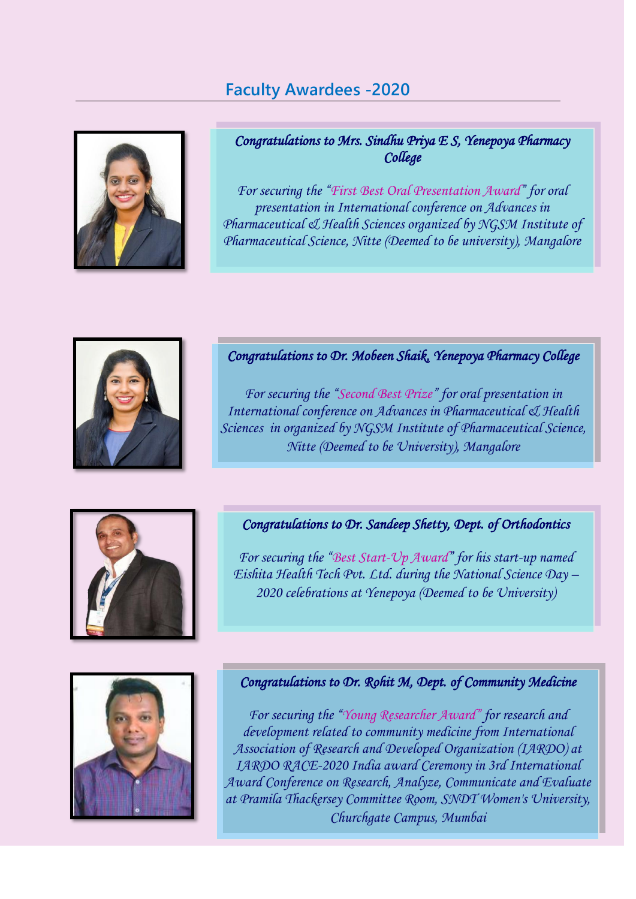## Faculty Awardees -2020

***Congratulations to Mrs. Sindhu Priya E S, Yenepoya Pharmacy College***

*For securing the "First Best Oral Presentation Award" for oral presentation in International conference on Advances in Pharmaceutical & Health Sciences organized by NGSM Institute of Pharmaceutical Science, Nitte (Deemed to be university), Mangalore*

***Congratulations to Dr. Mobeen Shaik, Yenepoya Pharmacy College***

*For securing the "Second Best Prize" for oral presentation in International conference on Advances in Pharmaceutical & Health Sciences in organized by NGSM Institute of Pharmaceutical Science, Nitte (Deemed to be University), Mangalore*

***Congratulations to Dr. Sandeep Shetty, Dept. of Orthodontics***

*For securing the "Best Start-Up Award" for his start-up named Eishita Health Tech Pvt. Ltd. during the National Science Day – 2020 celebrations at Yenepoya (Deemed to be University)*

***Congratulations to Dr. Rohit M, Dept. of Community Medicine***

*For securing the "Young Researcher Award" for research and development related to community medicine from International Association of Research and Developed Organization (IARDO) at IARDO RACE-2020 India award Ceremony in 3rd International Award Conference on Research, Analyze, Communicate and Evaluate at Pramila Thackersey Committee Room, SNDT Women's University, Churchgate Campus, Mumbai*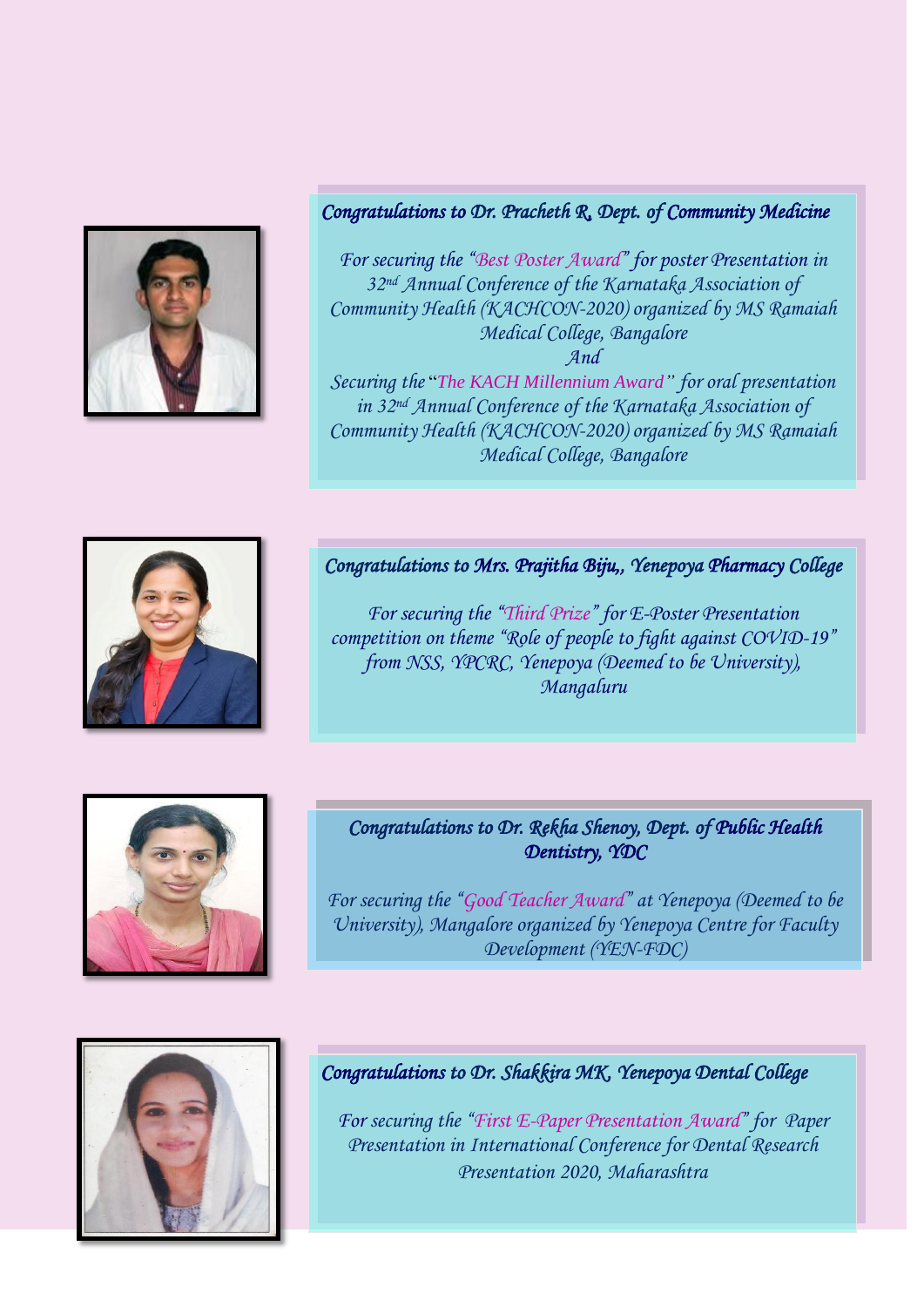***Congratulations to Dr. Pracheth R, Dept. of Community Medicine***

*For securing the "Best Poster Award" for poster Presentation in 32nd Annual Conference of the Karnataka Association of Community Health (KACHCON-2020) organized by MS Ramaiah Medical College, Bangalore*

*And*

*Securing the "The KACH Millennium Award" for oral presentation in 32nd Annual Conference of the Karnataka Association of Community Health (KACHCON-2020) organized by MS Ramaiah Medical College, Bangalore*

***Congratulations to Mrs. Prajitha Biju,, Yenepoya Pharmacy College***

*For securing the "Third Prize" for E-Poster Presentation competition on theme "Role of people to fight against COVID-19" from NSS, YPCRC, Yenepoya (Deemed to be University), Mangaluru*

***Congratulations to Dr. Rekha Shenoy, Dept. of Public Health Dentistry, YDC***

*For securing the "Good Teacher Award" at Yenepoya (Deemed to be University), Mangalore organized by Yenepoya Centre for Faculty Development (YEN-FDC)*

***Congratulations to Dr. Shakkira MK, Yenepoya Dental College***

*For securing the "First E-Paper Presentation Award" for Paper Presentation in International Conference for Dental Research Presentation 2020, Maharashtra*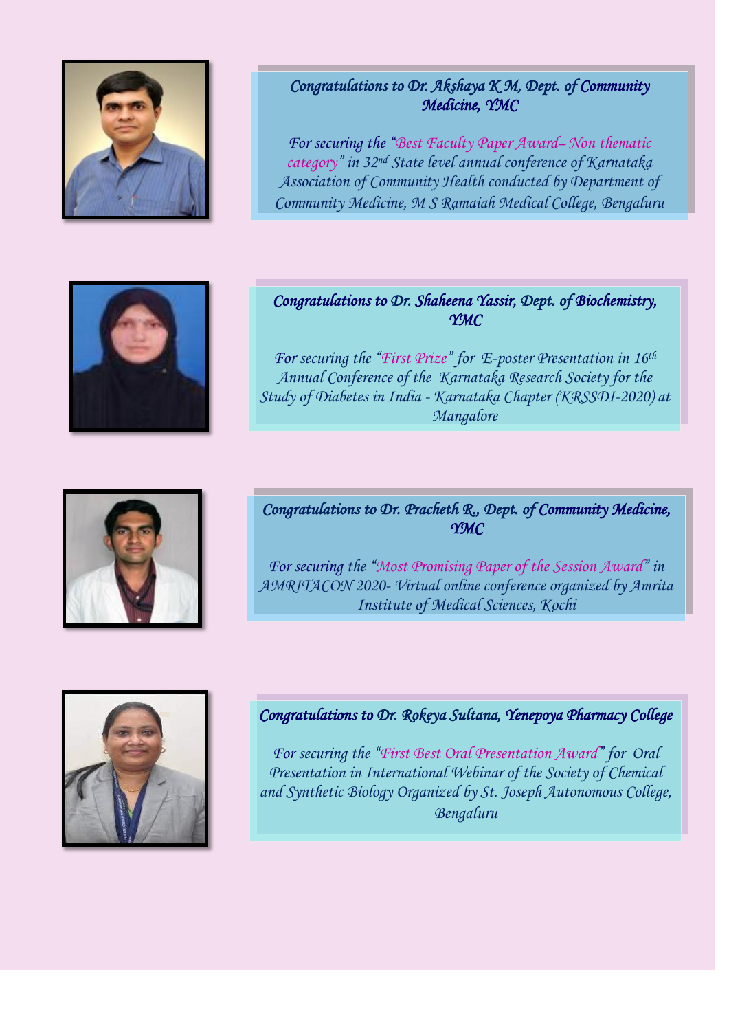*Congratulations to Dr. Akshaya K M, Dept. of Community Medicine, YMC*

*For securing the "Best Faculty Paper Award– Non thematic category" in 32nd State level annual conference of Karnataka Association of Community Health conducted by Department of Community Medicine, M S Ramaiah Medical College, Bengaluru*

*Congratulations to Dr. Shaheena Yassir, Dept. of Biochemistry, YMC*

*For securing the "First Prize" for E-poster Presentation in 16th Annual Conference of the Karnataka Research Society for the Study of Diabetes in India - Karnataka Chapter (KRSSDI-2020) at Mangalore*

*Congratulations to Dr. Pracheth R., Dept. of Community Medicine, YMC*

*For securing the "Most Promising Paper of the Session Award" in AMRITACON 2020- Virtual online conference organized by Amrita Institute of Medical Sciences, Kochi*

*Congratulations to Dr. Rokeya Sultana, Yenepoya Pharmacy College*

*For securing the "First Best Oral Presentation Award" for Oral Presentation in International Webinar of the Society of Chemical and Synthetic Biology Organized by St. Joseph Autonomous College, Bengaluru*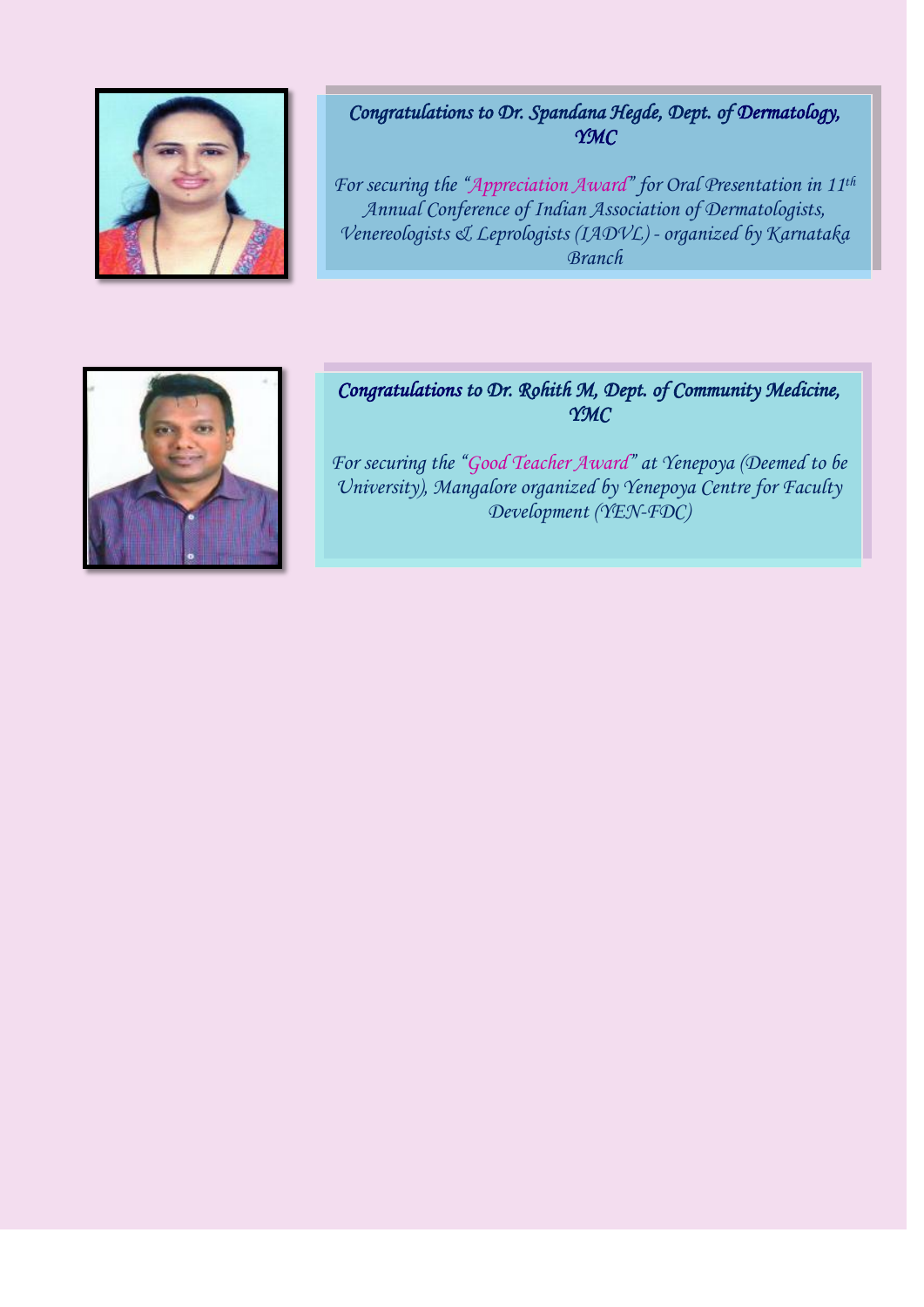***Congratulations to Dr. Spandana Hegde, Dept. of Dermatology, YMC***

*For securing the "Appreciation Award" for Oral Presentation in 11th Annual Conference of Indian Association of Dermatologists, Venereologists & Leprologists (IADVL) - organized by Karnataka Branch*

***Congratulations to Dr. Rohith M, Dept. of Community Medicine, YMC***

*For securing the "Good Teacher Award" at Yenepoya (Deemed to be University), Mangalore organized by Yenepoya Centre for Faculty Development (YEN-FDC)*